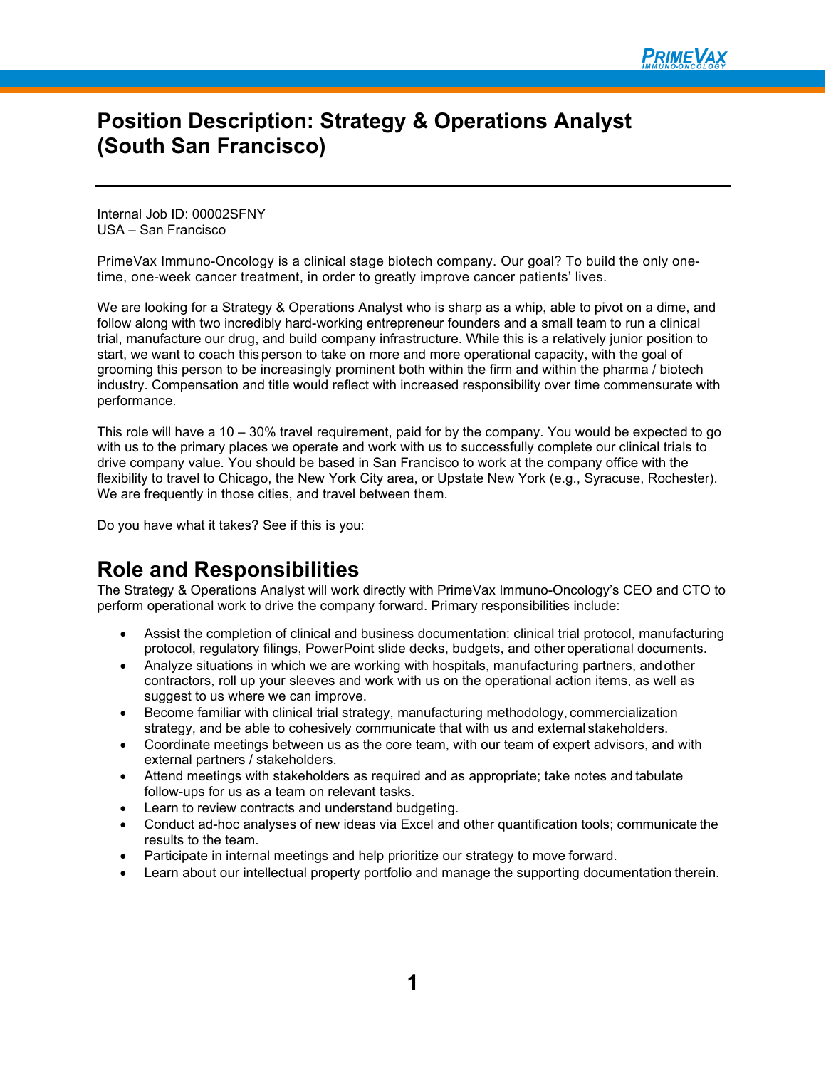# Position Description: Strategy & Operations Analyst (South San Francisco)

Internal Job ID: 00002SFNY
USA – San Francisco

PrimeVax Immuno-Oncology is a clinical stage biotech company. Our goal? To build the only one-time, one-week cancer treatment, in order to greatly improve cancer patients' lives.

We are looking for a Strategy & Operations Analyst who is sharp as a whip, able to pivot on a dime, and follow along with two incredibly hard-working entrepreneur founders and a small team to run a clinical trial, manufacture our drug, and build company infrastructure. While this is a relatively junior position to start, we want to coach this person to take on more and more operational capacity, with the goal of grooming this person to be increasingly prominent both within the firm and within the pharma / biotech industry. Compensation and title would reflect with increased responsibility over time commensurate with performance.

This role will have a 10 – 30% travel requirement, paid for by the company. You would be expected to go with us to the primary places we operate and work with us to successfully complete our clinical trials to drive company value. You should be based in San Francisco to work at the company office with the flexibility to travel to Chicago, the New York City area, or Upstate New York (e.g., Syracuse, Rochester). We are frequently in those cities, and travel between them.

Do you have what it takes? See if this is you:

## Role and Responsibilities

The Strategy & Operations Analyst will work directly with PrimeVax Immuno-Oncology's CEO and CTO to perform operational work to drive the company forward. Primary responsibilities include:

- Assist the completion of clinical and business documentation: clinical trial protocol, manufacturing protocol, regulatory filings, PowerPoint slide decks, budgets, and other operational documents.
- Analyze situations in which we are working with hospitals, manufacturing partners, and other contractors, roll up your sleeves and work with us on the operational action items, as well as suggest to us where we can improve.
- Become familiar with clinical trial strategy, manufacturing methodology, commercialization strategy, and be able to cohesively communicate that with us and external stakeholders.
- Coordinate meetings between us as the core team, with our team of expert advisors, and with external partners / stakeholders.
- Attend meetings with stakeholders as required and as appropriate; take notes and tabulate follow-ups for us as a team on relevant tasks.
- Learn to review contracts and understand budgeting.
- Conduct ad-hoc analyses of new ideas via Excel and other quantification tools; communicate the results to the team.
- Participate in internal meetings and help prioritize our strategy to move forward.
- Learn about our intellectual property portfolio and manage the supporting documentation therein.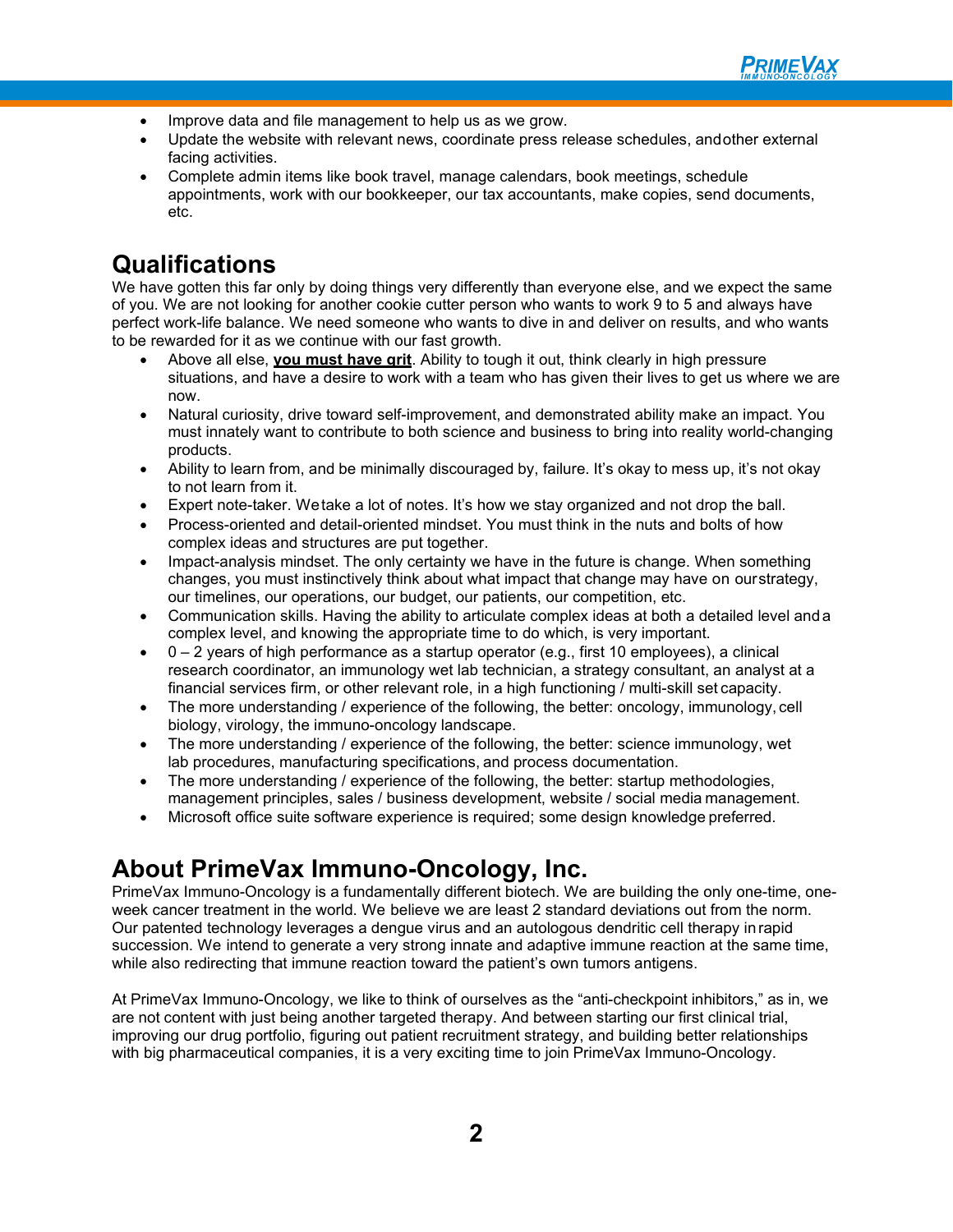- Improve data and file management to help us as we grow.
- Update the website with relevant news, coordinate press release schedules, and other external facing activities.
- Complete admin items like book travel, manage calendars, book meetings, schedule appointments, work with our bookkeeper, our tax accountants, make copies, send documents, etc.

## Qualifications

We have gotten this far only by doing things very differently than everyone else, and we expect the same of you. We are not looking for another cookie cutter person who wants to work 9 to 5 and always have perfect work-life balance. We need someone who wants to dive in and deliver on results, and who wants to be rewarded for it as we continue with our fast growth.

- Above all else, **you must have grit**. Ability to tough it out, think clearly in high pressure situations, and have a desire to work with a team who has given their lives to get us where we are now.
- Natural curiosity, drive toward self-improvement, and demonstrated ability make an impact. You must innately want to contribute to both science and business to bring into reality world-changing products.
- Ability to learn from, and be minimally discouraged by, failure. It's okay to mess up, it's not okay to not learn from it.
- Expert note-taker. We take a lot of notes. It's how we stay organized and not drop the ball.
- Process-oriented and detail-oriented mindset. You must think in the nuts and bolts of how complex ideas and structures are put together.
- Impact-analysis mindset. The only certainty we have in the future is change. When something changes, you must instinctively think about what impact that change may have on our strategy, our timelines, our operations, our budget, our patients, our competition, etc.
- Communication skills. Having the ability to articulate complex ideas at both a detailed level and a complex level, and knowing the appropriate time to do which, is very important.
- 0 – 2 years of high performance as a startup operator (e.g., first 10 employees), a clinical research coordinator, an immunology wet lab technician, a strategy consultant, an analyst at a financial services firm, or other relevant role, in a high functioning / multi-skill set capacity.
- The more understanding / experience of the following, the better: oncology, immunology, cell biology, virology, the immuno-oncology landscape.
- The more understanding / experience of the following, the better: science immunology, wet lab procedures, manufacturing specifications, and process documentation.
- The more understanding / experience of the following, the better: startup methodologies, management principles, sales / business development, website / social media management.
- Microsoft office suite software experience is required; some design knowledge preferred.

## About PrimeVax Immuno-Oncology, Inc.

PrimeVax Immuno-Oncology is a fundamentally different biotech. We are building the only one-time, one-week cancer treatment in the world. We believe we are least 2 standard deviations out from the norm. Our patented technology leverages a dengue virus and an autologous dendritic cell therapy in rapid succession. We intend to generate a very strong innate and adaptive immune reaction at the same time, while also redirecting that immune reaction toward the patient's own tumors antigens.

At PrimeVax Immuno-Oncology, we like to think of ourselves as the "anti-checkpoint inhibitors," as in, we are not content with just being another targeted therapy. And between starting our first clinical trial, improving our drug portfolio, figuring out patient recruitment strategy, and building better relationships with big pharmaceutical companies, it is a very exciting time to join PrimeVax Immuno-Oncology.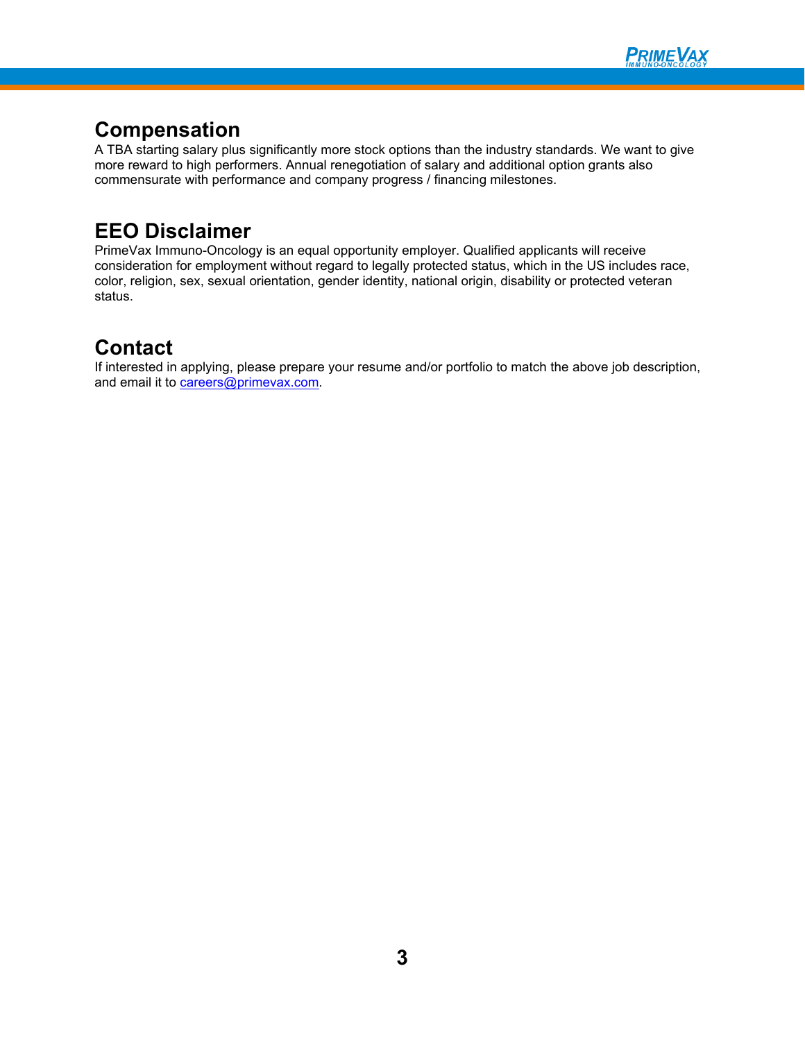## Compensation

A TBA starting salary plus significantly more stock options than the industry standards. We want to give more reward to high performers. Annual renegotiation of salary and additional option grants also commensurate with performance and company progress / financing milestones.

## EEO Disclaimer

PrimeVax Immuno-Oncology is an equal opportunity employer. Qualified applicants will receive consideration for employment without regard to legally protected status, which in the US includes race, color, religion, sex, sexual orientation, gender identity, national origin, disability or protected veteran status.

## Contact

If interested in applying, please prepare your resume and/or portfolio to match the above job description, and email it to careers@primevax.com.